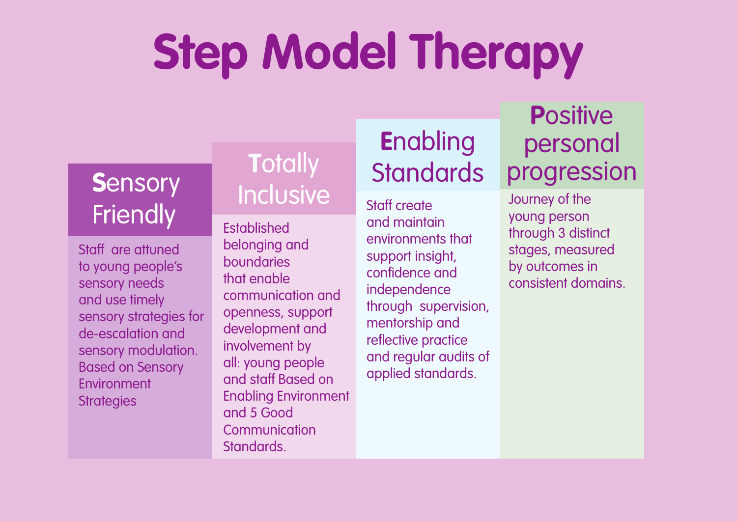# Step Model Therapy

## **S**ensory Friendly

Staff are attuned to young people's sensory needs and use timely sensory strategies for de-escalation and sensory modulation. Based on Sensory Environment Strategies

## **T**otally Inclusive

Established belonging and boundaries that enable communication and openness, support development and involvement by all: young people and staff Based on Enabling Environment and 5 Good Communication Standards.

## **E**nabling Standards

Staff create and maintain environments that support insight, confidence and independence through supervision, mentorship and reflective practice and regular audits of applied standards.

## **P**ositive personal progression

Journey of the young person through 3 distinct stages, measured by outcomes in consistent domains.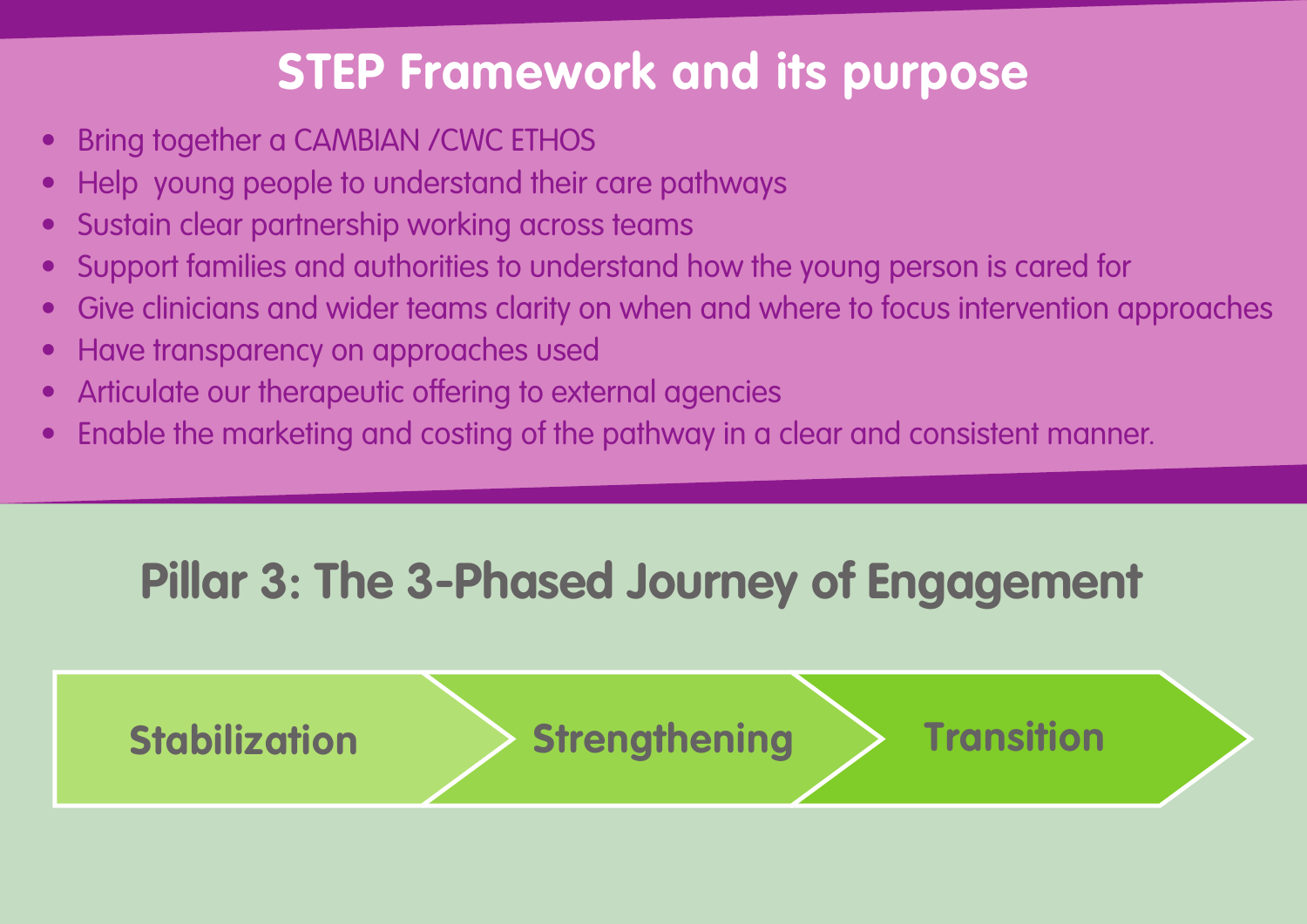# STEP Framework and its purpose

- Bring together a CAMBIAN /CWC ETHOS
- Help young people to understand their care pathways
- Sustain clear partnership working across teams
- Support families and authorities to understand how the young person is cared for
- Give clinicians and wider teams clarity on when and where to focus intervention approaches
- Have transparency on approaches used
- Articulate our therapeutic offering to external agencies
- Enable the marketing and costing of the pathway in a clear and consistent manner.

## Pillar 3: The 3-Phased Journey of Engagement

Stabilization → Strengthening → Transition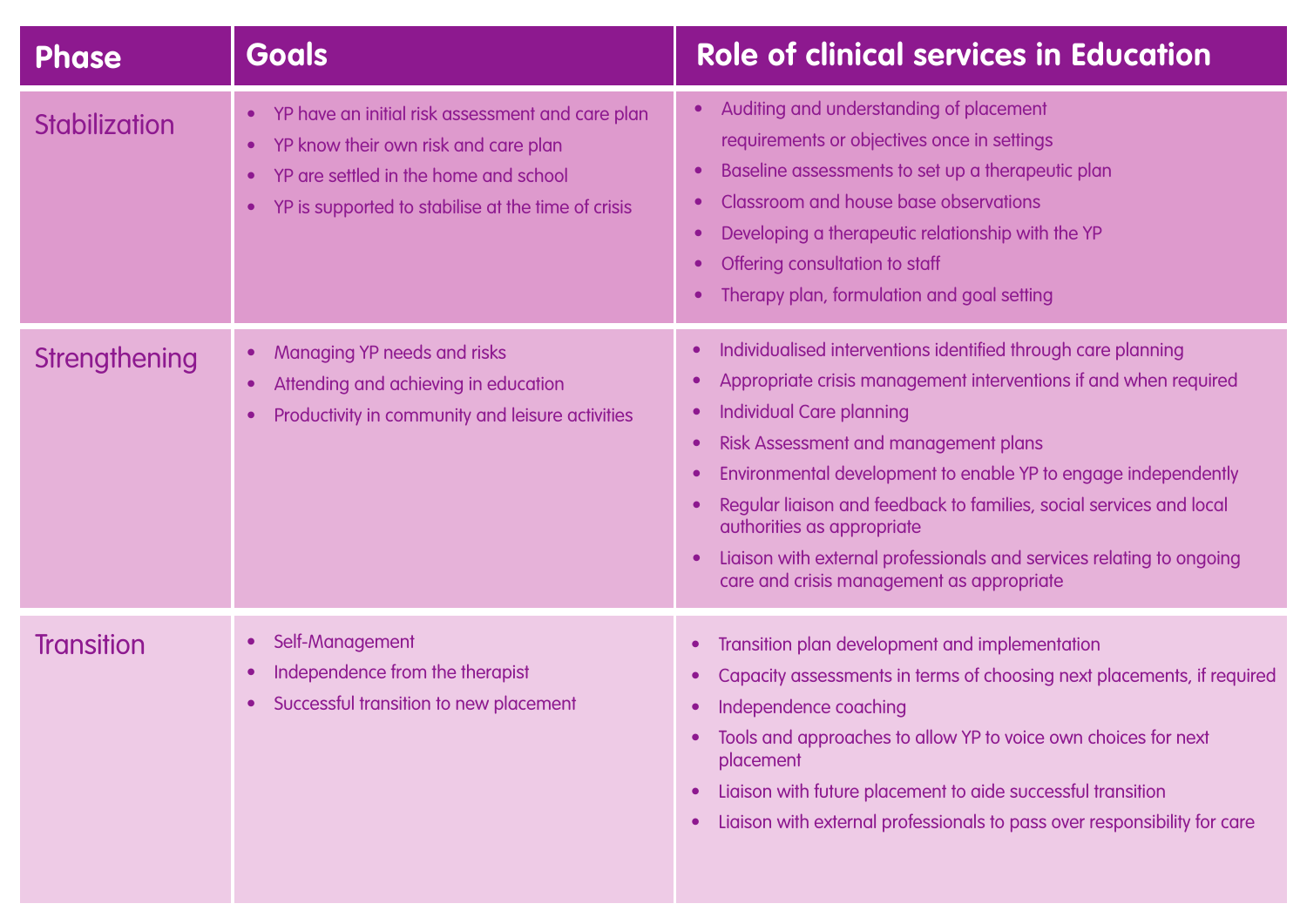| Phase | Goals | Role of clinical services in Education |
|---|---|---|
| Stabilization | • YP have an initial risk assessment and care plan<br>• YP know their own risk and care plan<br>• YP are settled in the home and school<br>• YP is supported to stabilise at the time of crisis | • Auditing and understanding of placement requirements or objectives once in settings<br>• Baseline assessments to set up a therapeutic plan<br>• Classroom and house base observations<br>• Developing a therapeutic relationship with the YP<br>• Offering consultation to staff<br>• Therapy plan, formulation and goal setting |
| Strengthening | • Managing YP needs and risks<br>• Attending and achieving in education<br>• Productivity in community and leisure activities | • Individualised interventions identified through care planning<br>• Appropriate crisis management interventions if and when required<br>• Individual Care planning<br>• Risk Assessment and management plans<br>• Environmental development to enable YP to engage independently<br>• Regular liaison and feedback to families, social services and local authorities as appropriate<br>• Liaison with external professionals and services relating to ongoing care and crisis management as appropriate |
| Transition | • Self-Management<br>• Independence from the therapist<br>• Successful transition to new placement | • Transition plan development and implementation<br>• Capacity assessments in terms of choosing next placements, if required<br>• Independence coaching<br>• Tools and approaches to allow YP to voice own choices for next placement<br>• Liaison with future placement to aide successful transition<br>• Liaison with external professionals to pass over responsibility for care |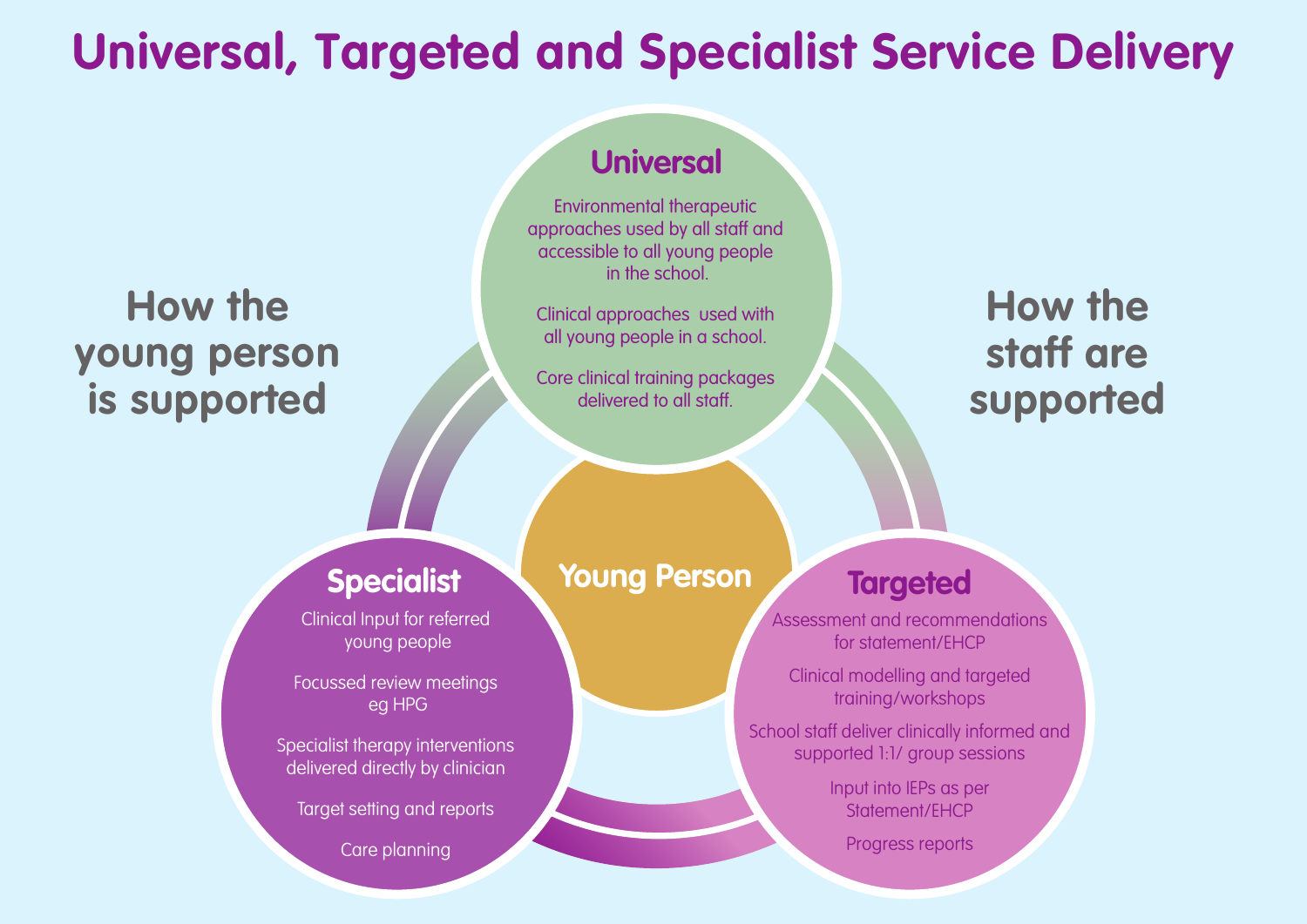# Universal, Targeted and Specialist Service Delivery

How the young person is supported

How the staff are supported

## Universal

Environmental therapeutic approaches used by all staff and accessible to all young people in the school.

Clinical approaches used with all young people in a school.

Core clinical training packages delivered to all staff.

## Young Person

## Specialist

Clinical Input for referred young people

Focussed review meetings eg HPG

Specialist therapy interventions delivered directly by clinician

Target setting and reports

Care planning

## Targeted

Assessment and recommendations for statement/EHCP

Clinical modelling and targeted training/workshops

School staff deliver clinically informed and supported 1:1/ group sessions

Input into IEPs as per Statement/EHCP

Progress reports